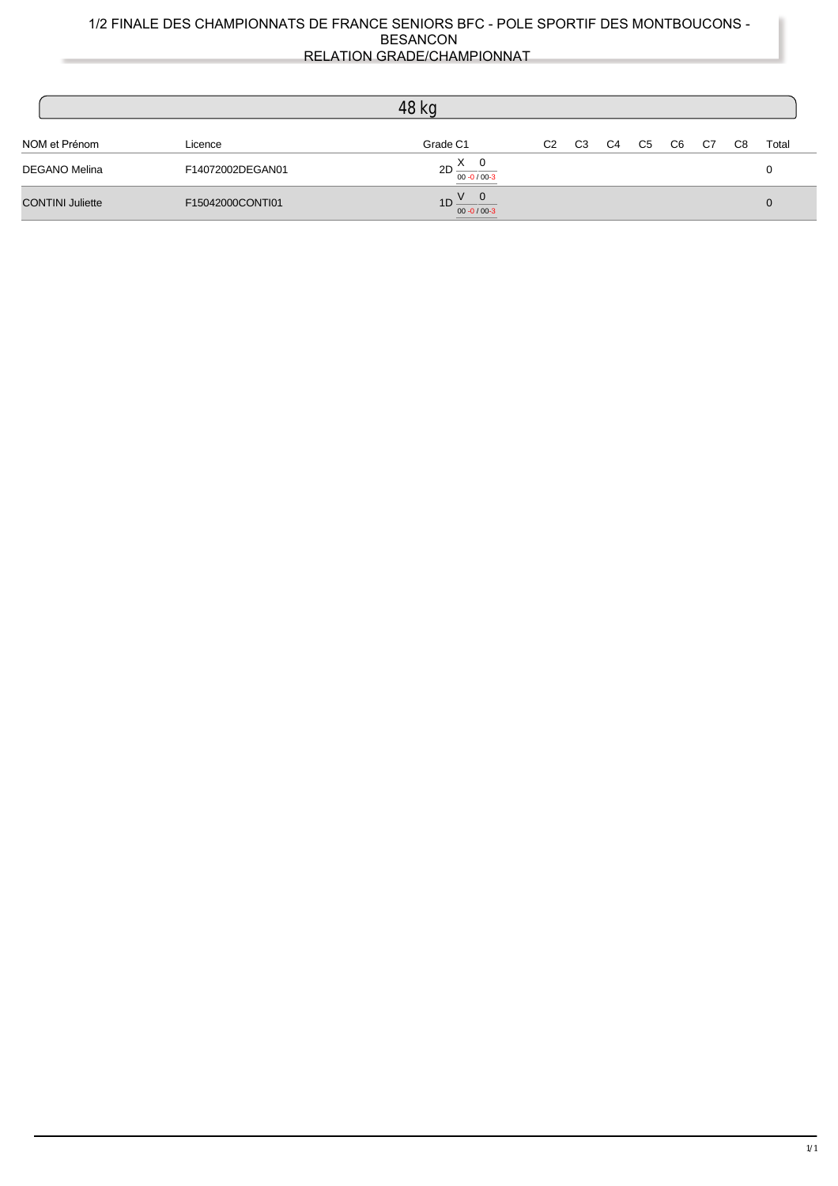# 1/2 FINALE DES CHAMPIONNATS DE FRANCE SENIORS BFC - POLE SPORTIF DES MONTBOUCONS - BESANCON

## RELATION GRADE/CHAMPIONNAT

### 48 kg

| NOM et Prénom | Licence | Grade C1 | C2 | C3 | C4 | C5 | C6 | C7 | C8 | Total |
|---|---|---|---|---|---|---|---|---|---|---|
| DEGANO Melina | F14072002DEGAN01 | 2D X 0 00 -0 / 00-3 | | | | | | | | 0 |
| CONTINI Juliette | F15042000CONTI01 | 1D V 0 00 -0 / 00-3 | | | | | | | | 0 |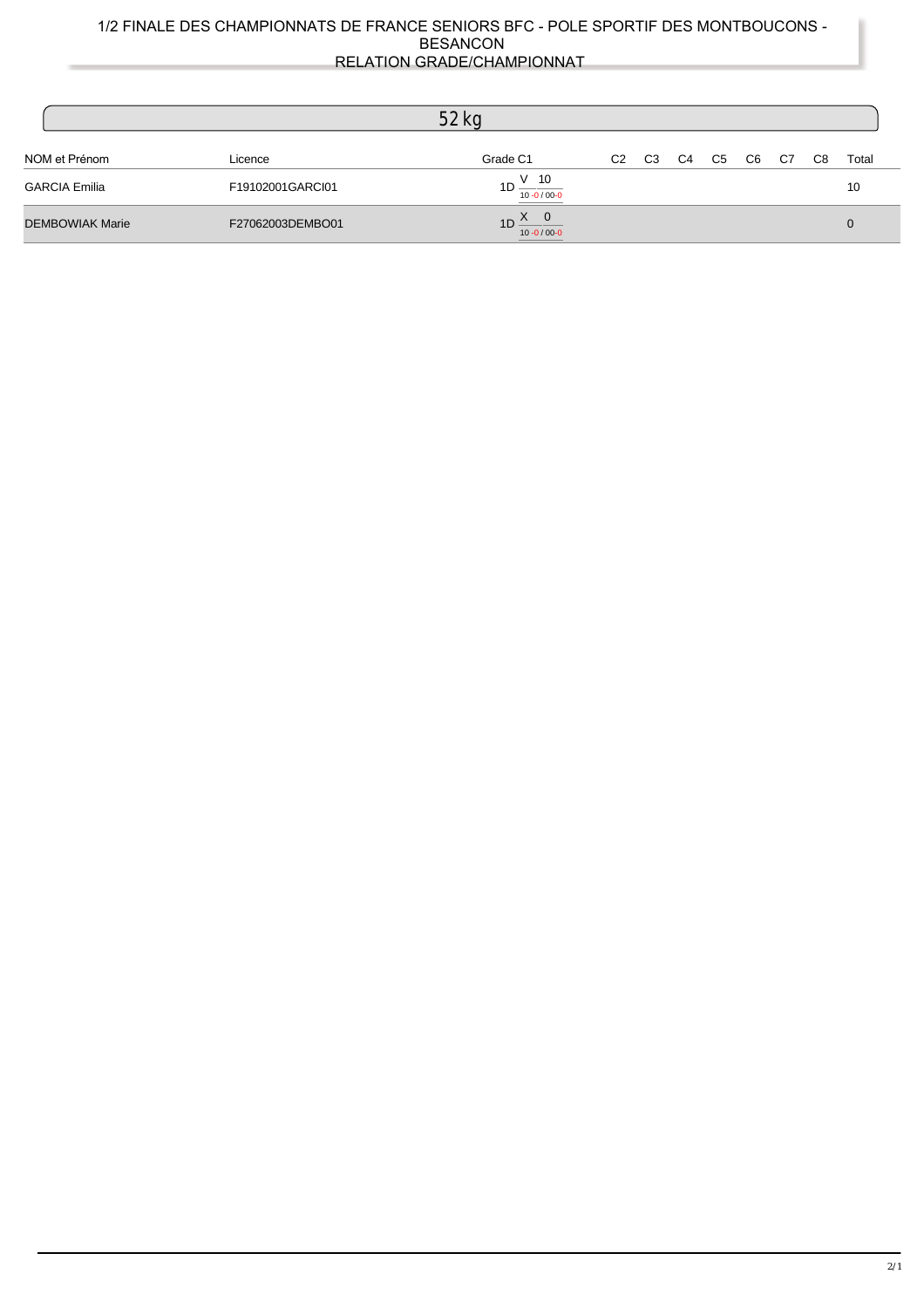# 1/2 FINALE DES CHAMPIONNATS DE FRANCE SENIORS BFC - POLE SPORTIF DES MONTBOUCONS - BESANCON

## RELATION GRADE/CHAMPIONNAT

### 52 kg

| NOM et Prénom | Licence | Grade C1 | C2 | C3 | C4 | C5 | C6 | C7 | C8 | Total |
|---|---|---|---|---|---|---|---|---|---|---|
| GARCIA Emilia | F19102001GARCI01 | 1D V 10 (10 -0 / 00-0) | | | | | | | | 10 |
| DEMBOWIAK Marie | F27062003DEMBO01 | 1D X 0 (10 -0 / 00-0) | | | | | | | | 0 |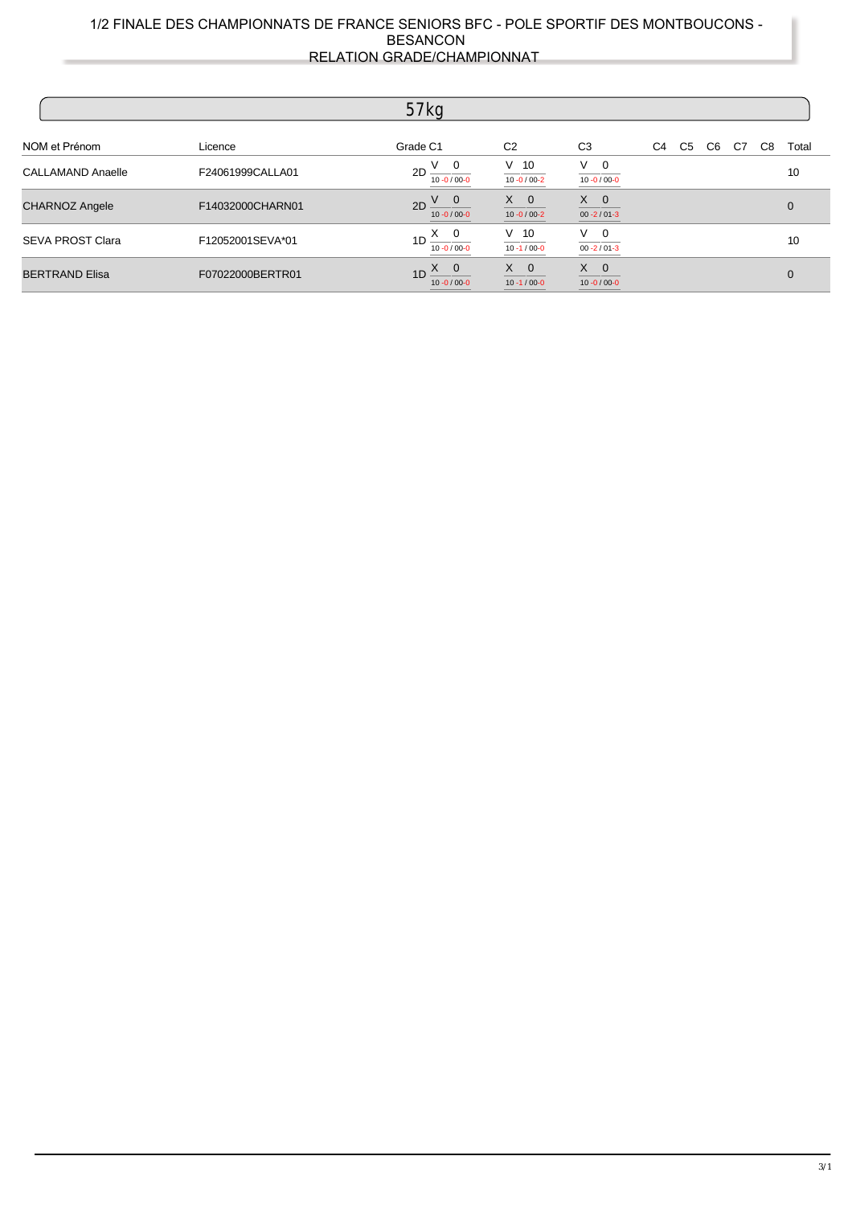# 1/2 FINALE DES CHAMPIONNATS DE FRANCE SENIORS BFC - POLE SPORTIF DES MONTBOUCONS - BESANCON
## RELATION GRADE/CHAMPIONNAT

## 57kg

| NOM et Prénom | Licence | Grade | C1 | C2 | C3 | C4 | C5 | C6 | C7 | C8 | Total |
|---|---|---|---|---|---|---|---|---|---|---|---|
| CALLAMAND Anaelle | F24061999CALLA01 | 2D | V 0 10 -0 / 00-0 | V 10 10 -0 / 00-2 | V 0 10 -0 / 00-0 | | | | | | 10 |
| CHARNOZ Angele | F14032000CHARN01 | 2D | V 0 10 -0 / 00-0 | X 0 10 -0 / 00-2 | X 0 00 -2 / 01-3 | | | | | | 0 |
| SEVA PROST Clara | F12052001SEVA*01 | 1D | X 0 10 -0 / 00-0 | V 10 10 -1 / 00-0 | V 0 00 -2 / 01-3 | | | | | | 10 |
| BERTRAND Elisa | F07022000BERTR01 | 1D | X 0 10 -0 / 00-0 | X 0 10 -1 / 00-0 | X 0 10 -0 / 00-0 | | | | | | 0 |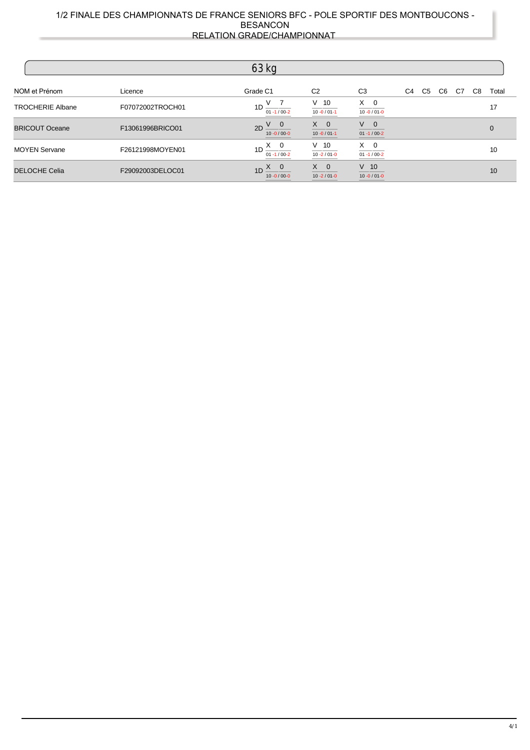# 1/2 FINALE DES CHAMPIONNATS DE FRANCE SENIORS BFC - POLE SPORTIF DES MONTBOUCONS - BESANCON

## RELATION GRADE/CHAMPIONNAT

### 63 kg

| NOM et Prénom | Licence | Grade | C1 | C2 | C3 | C4 | C5 | C6 | C7 | C8 | Total |
|---|---|---|---|---|---|---|---|---|---|---|---|
| TROCHERIE Albane | F07072002TROCH01 | 1D | V 7 01 -1 / 00-2 | V 10 10 -0 / 01-1 | X 0 10 -0 / 01-0 | | | | | | 17 |
| BRICOUT Oceane | F13061996BRICO01 | 2D | V 0 10 -0 / 00-0 | X 0 10 -0 / 01-1 | V 0 01 -1 / 00-2 | | | | | | 0 |
| MOYEN Servane | F26121998MOYEN01 | 1D | X 0 01 -1 / 00-2 | V 10 10 -2 / 01-0 | X 0 01 -1 / 00-2 | | | | | | 10 |
| DELOCHE Celia | F29092003DELOC01 | 1D | X 0 10 -0 / 00-0 | X 0 10 -2 / 01-0 | V 10 10 -0 / 01-0 | | | | | | 10 |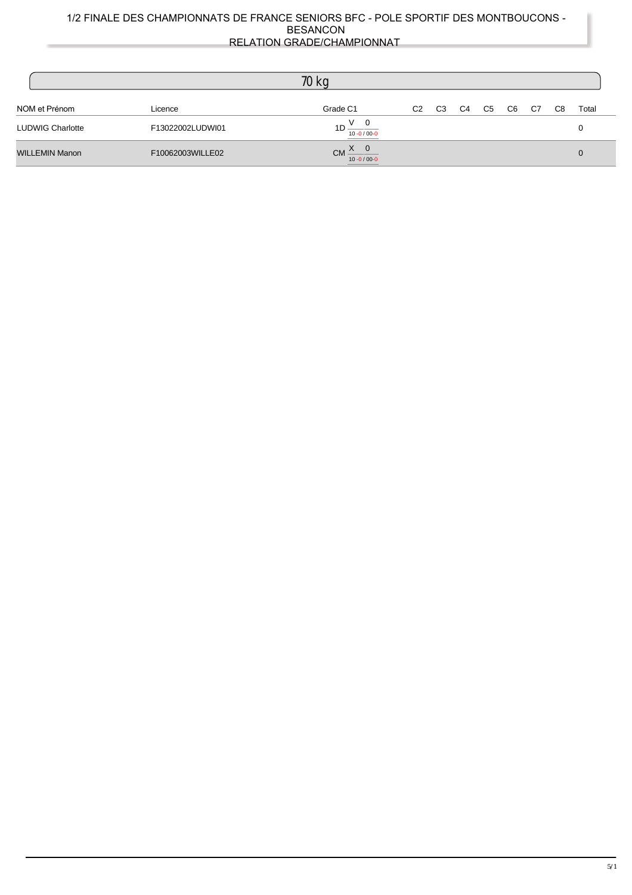# 1/2 FINALE DES CHAMPIONNATS DE FRANCE SENIORS BFC - POLE SPORTIF DES MONTBOUCONS - BESANCON

## RELATION GRADE/CHAMPIONNAT

### 70 kg

| NOM et Prénom | Licence | Grade C1 | C2 | C3 | C4 | C5 | C6 | C7 | C8 | Total |
|---|---|---|---|---|---|---|---|---|---|---|
| LUDWIG Charlotte | F13022002LUDWI01 | 1D V 0 10 -0 / 00-0 | | | | | | | | 0 |
| WILLEMIN Manon | F10062003WILLE02 | CM X 0 10 -0 / 00-0 | | | | | | | | 0 |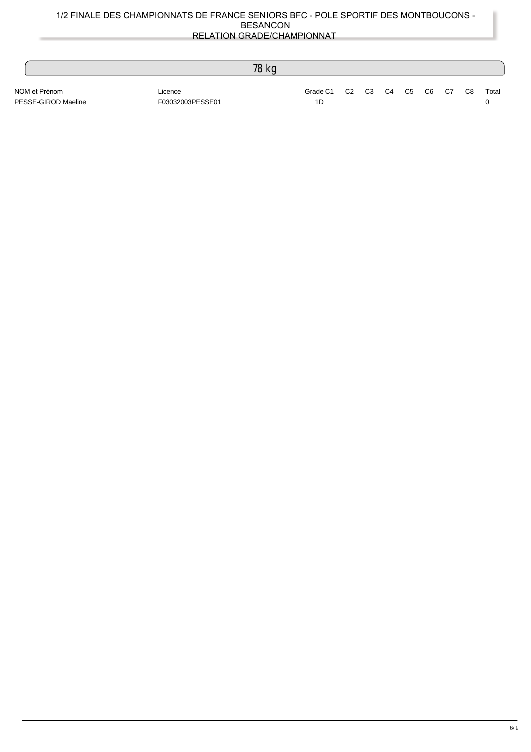# 1/2 FINALE DES CHAMPIONNATS DE FRANCE SENIORS BFC - POLE SPORTIF DES MONTBOUCONS - BESANCON

## RELATION GRADE/CHAMPIONNAT

### 78 kg

| NOM et Prénom | Licence | Grade | C1 | C2 | C3 | C4 | C5 | C6 | C7 | C8 | Total |
|---|---|---|---|---|---|---|---|---|---|---|---|
| PESSE-GIROD Maeline | F03032003PESSE01 | 1D | | | | | | | | | 0 |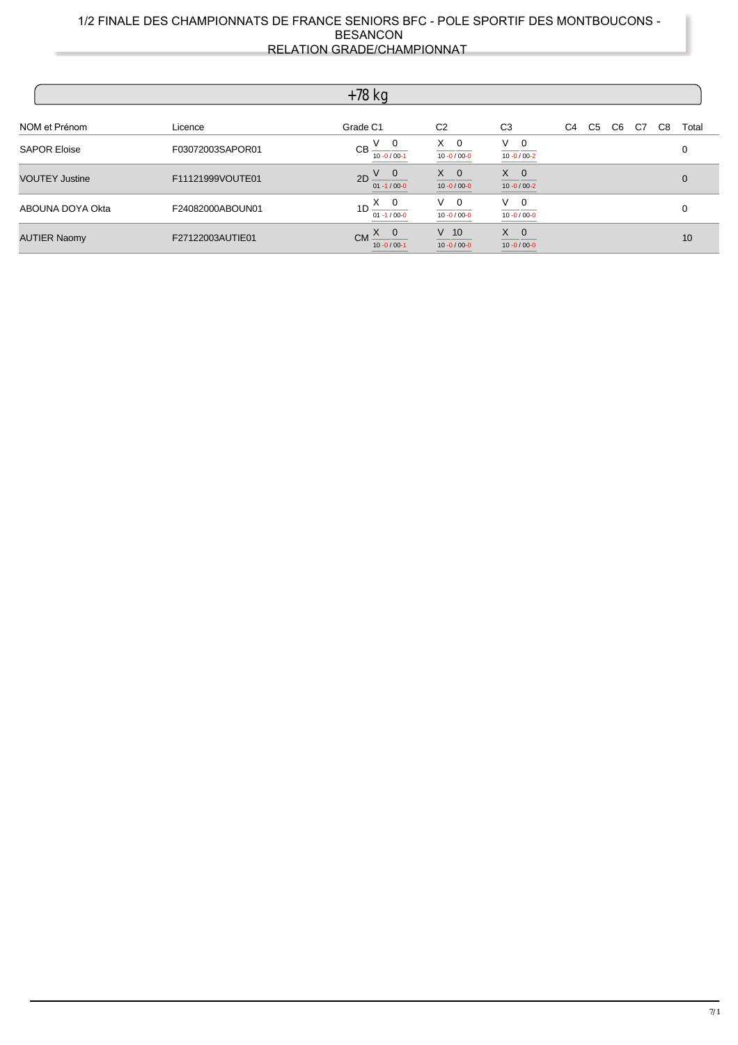# 1/2 FINALE DES CHAMPIONNATS DE FRANCE SENIORS BFC - POLE SPORTIF DES MONTBOUCONS - BESANCON

## RELATION GRADE/CHAMPIONNAT

### +78 kg

| NOM et Prénom | Licence | Grade | C1 | C2 | C3 | C4 | C5 | C6 | C7 | C8 | Total |
|---|---|---|---|---|---|---|---|---|---|---|---|
| SAPOR Eloise | F03072003SAPOR01 | CB | V 0<br>10 -0 / 00-1 | X 0<br>10 -0 / 00-0 | V 0<br>10 -0 / 00-2 | | | | | | 0 |
| VOUTEY Justine | F11121999VOUTE01 | 2D | V 0<br>01 -1 / 00-0 | X 0<br>10 -0 / 00-0 | X 0<br>10 -0 / 00-2 | | | | | | 0 |
| ABOUNA DOYA Okta | F24082000ABOUN01 | 1D | X 0<br>01 -1 / 00-0 | V 0<br>10 -0 / 00-0 | V 0<br>10 -0 / 00-0 | | | | | | 0 |
| AUTIER Naomy | F27122003AUTIE01 | CM | X 0<br>10 -0 / 00-1 | V 10<br>10 -0 / 00-0 | X 0<br>10 -0 / 00-0 | | | | | | 10 |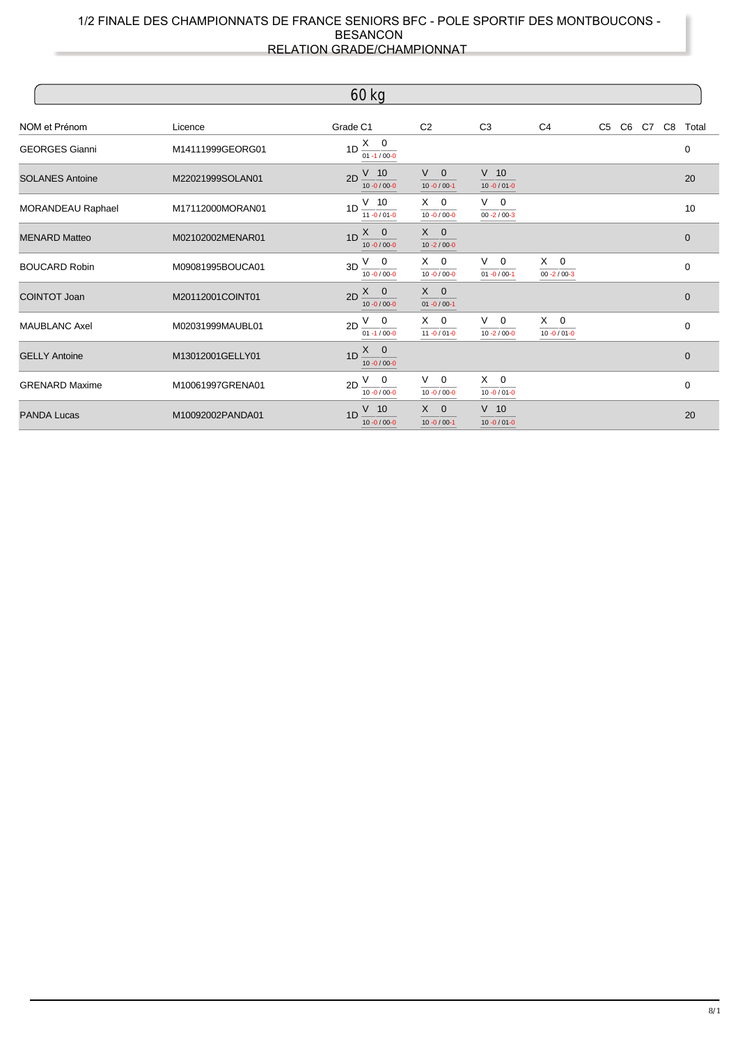# 1/2 FINALE DES CHAMPIONNATS DE FRANCE SENIORS BFC - POLE SPORTIF DES MONTBOUCONS - BESANCON

## RELATION GRADE/CHAMPIONNAT

### 60 kg

| NOM et Prénom | Licence | Grade | C1 | C2 | C3 | C4 | C5 | C6 | C7 | C8 | Total |
|---|---|---|---|---|---|---|---|---|---|---|---|
| GEORGES Gianni | M14111999GEORG01 | 1D | X 0 01 -1 / 00-0 | | | | | | | | 0 |
| SOLANES Antoine | M22021999SOLAN01 | 2D | V 10 10 -0 / 00-0 | V 0 10 -0 / 00-1 | V 10 10 -0 / 01-0 | | | | | | 20 |
| MORANDEAU Raphael | M17112000MORAN01 | 1D | V 10 11 -0 / 01-0 | X 0 10 -0 / 00-0 | V 0 00 -2 / 00-3 | | | | | | 10 |
| MENARD Matteo | M02102002MENAR01 | 1D | X 0 10 -0 / 00-0 | X 0 10 -2 / 00-0 | | | | | | | 0 |
| BOUCARD Robin | M09081995BOUCA01 | 3D | V 0 10 -0 / 00-0 | X 0 10 -0 / 00-0 | V 0 01 -0 / 00-1 | X 0 00 -2 / 00-3 | | | | | 0 |
| COINTOT Joan | M20112001COINT01 | 2D | X 0 10 -0 / 00-0 | X 0 01 -0 / 00-1 | | | | | | | 0 |
| MAUBLANC Axel | M02031999MAUBL01 | 2D | V 0 01 -1 / 00-0 | X 0 11 -0 / 01-0 | V 0 10 -2 / 00-0 | X 0 10 -0 / 01-0 | | | | | 0 |
| GELLY Antoine | M13012001GELLY01 | 1D | X 0 10 -0 / 00-0 | | | | | | | | 0 |
| GRENARD Maxime | M10061997GRENA01 | 2D | V 0 10 -0 / 00-0 | V 0 10 -0 / 00-0 | X 0 10 -0 / 01-0 | | | | | | 0 |
| PANDA Lucas | M10092002PANDA01 | 1D | V 10 10 -0 / 00-0 | X 0 10 -0 / 00-1 | V 10 10 -0 / 01-0 | | | | | | 20 |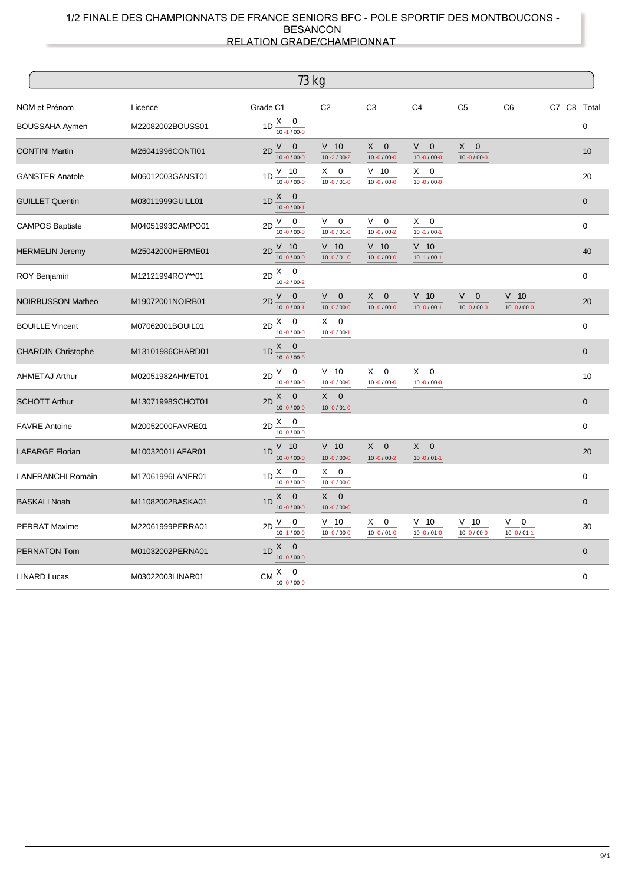# 1/2 FINALE DES CHAMPIONNATS DE FRANCE SENIORS BFC - POLE SPORTIF DES MONTBOUCONS - BESANCON

## RELATION GRADE/CHAMPIONNAT

### 73 kg

| NOM et Prénom | Licence | Grade | C1 | C2 | C3 | C4 | C5 | C6 | C7 | C8 | Total |
|---|---|---|---|---|---|---|---|---|---|---|---|
| BOUSSAHA Aymen | M22082002BOUSS01 | 1D | X 0 (10 -1 / 00-0) | | | | | | | | 0 |
| CONTINI Martin | M26041996CONTI01 | 2D | V 0 (10 -0 / 00-0) | V 10 (10 -2 / 00-2) | X 0 (10 -0 / 00-0) | V 0 (10 -0 / 00-0) | X 0 (10 -0 / 00-0) | | | | 10 |
| GANSTER Anatole | M06012003GANST01 | 1D | V 10 (10 -0 / 00-0) | X 0 (10 -0 / 01-0) | V 10 (10 -0 / 00-0) | X 0 (10 -0 / 00-0) | | | | | 20 |
| GUILLET Quentin | M03011999GUILL01 | 1D | X 0 (10 -0 / 00-1) | | | | | | | | 0 |
| CAMPOS Baptiste | M04051993CAMPO01 | 2D | V 0 (10 -0 / 00-0) | V 0 (10 -0 / 01-0) | V 0 (10 -0 / 00-2) | X 0 (10 -1 / 00-1) | | | | | 0 |
| HERMELIN Jeremy | M25042000HERME01 | 2D | V 10 (10 -0 / 00-0) | V 10 (10 -0 / 01-0) | V 10 (10 -0 / 00-0) | V 10 (10 -1 / 00-1) | | | | | 40 |
| ROY Benjamin | M12121994ROY**01 | 2D | X 0 (10 -2 / 00-2) | | | | | | | | 0 |
| NOIRBUSSON Matheo | M19072001NOIRB01 | 2D | V 0 (10 -0 / 00-1) | V 0 (10 -0 / 00-0) | X 0 (10 -0 / 00-0) | V 10 (10 -0 / 00-1) | V 0 (10 -0 / 00-0) | V 10 (10 -0 / 00-0) | | | 20 |
| BOUILLE Vincent | M07062001BOUIL01 | 2D | X 0 (10 -0 / 00-0) | X 0 (10 -0 / 00-1) | | | | | | | 0 |
| CHARDIN Christophe | M13101986CHARD01 | 1D | X 0 (10 -0 / 00-0) | | | | | | | | 0 |
| AHMETAJ Arthur | M02051982AHMET01 | 2D | V 0 (10 -0 / 00-0) | V 10 (10 -0 / 00-0) | X 0 (10 -0 / 00-0) | X 0 (10 -0 / 00-0) | | | | | 10 |
| SCHOTT Arthur | M13071998SCHOT01 | 2D | X 0 (10 -0 / 00-0) | X 0 (10 -0 / 01-0) | | | | | | | 0 |
| FAVRE Antoine | M20052000FAVRE01 | 2D | X 0 (10 -0 / 00-0) | | | | | | | | 0 |
| LAFARGE Florian | M10032001LAFAR01 | 1D | V 10 (10 -0 / 00-0) | V 10 (10 -0 / 00-0) | X 0 (10 -0 / 00-2) | X 0 (10 -0 / 01-1) | | | | | 20 |
| LANFRANCHI Romain | M17061996LANFR01 | 1D | X 0 (10 -0 / 00-0) | X 0 (10 -0 / 00-0) | | | | | | | 0 |
| BASKALI Noah | M11082002BASKA01 | 1D | X 0 (10 -0 / 00-0) | X 0 (10 -0 / 00-0) | | | | | | | 0 |
| PERRAT Maxime | M22061999PERRA01 | 2D | V 0 (10 -1 / 00-0) | V 10 (10 -0 / 00-0) | X 0 (10 -0 / 01-0) | V 10 (10 -0 / 01-0) | V 10 (10 -0 / 00-0) | V 0 (10 -0 / 01-1) | | | 30 |
| PERNATON Tom | M01032002PERNA01 | 1D | X 0 (10 -0 / 00-0) | | | | | | | | 0 |
| LINARD Lucas | M03022003LINAR01 | CM | X 0 (10 -0 / 00-0) | | | | | | | | 0 |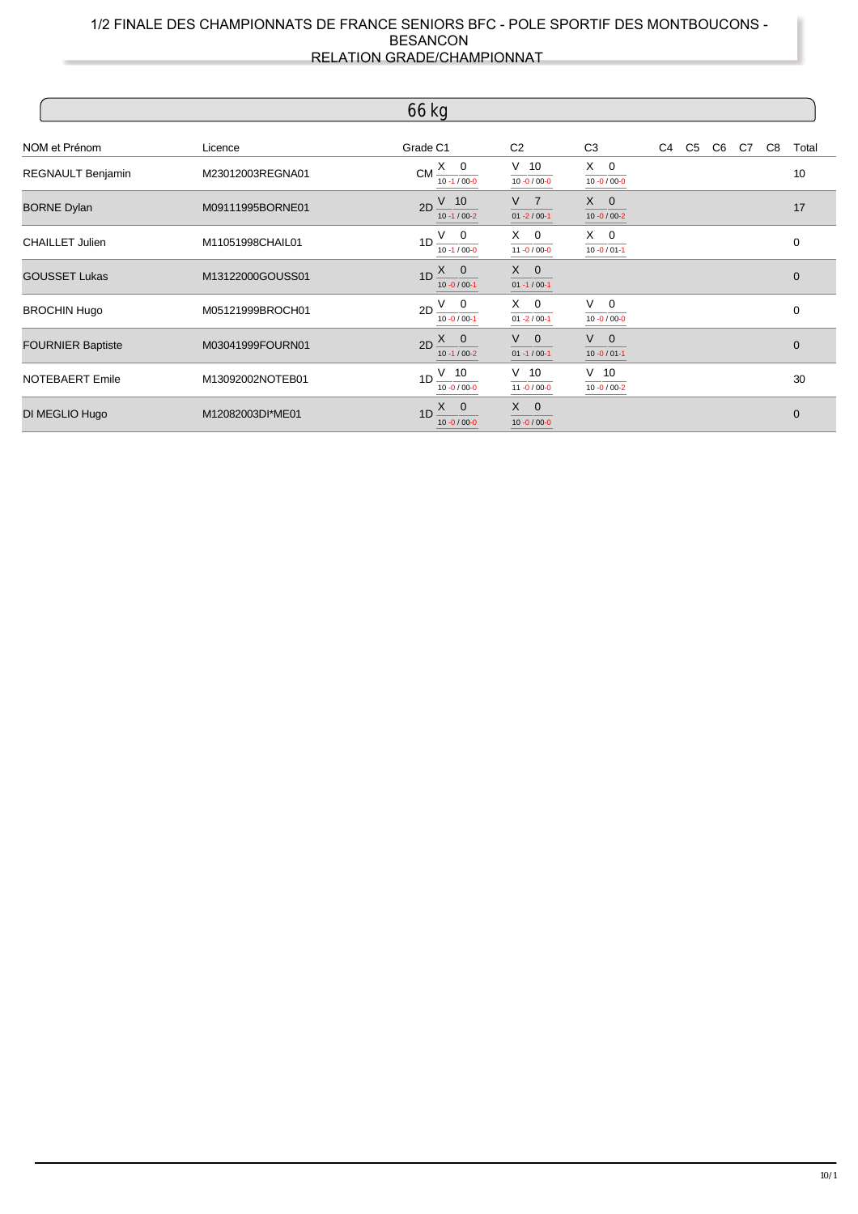# 1/2 FINALE DES CHAMPIONNATS DE FRANCE SENIORS BFC - POLE SPORTIF DES MONTBOUCONS - BESANCON

## RELATION GRADE/CHAMPIONNAT

## 66 kg

| NOM et Prénom | Licence | Grade | C1 | C2 | C3 | C4 | C5 | C6 | C7 | C8 | Total |
|---|---|---|---|---|---|---|---|---|---|---|---|
| REGNAULT Benjamin | M23012003REGNA01 | CM | X 0 (10 -1 / 00-0) | V 10 (10 -0 / 00-0) | X 0 (10 -0 / 00-0) | | | | | | 10 |
| BORNE Dylan | M09111995BORNE01 | 2D | V 10 (10 -1 / 00-2) | V 7 (01 -2 / 00-1) | X 0 (10 -0 / 00-2) | | | | | | 17 |
| CHAILLET Julien | M11051998CHAIL01 | 1D | V 0 (10 -1 / 00-0) | X 0 (11 -0 / 00-0) | X 0 (10 -0 / 01-1) | | | | | | 0 |
| GOUSSET Lukas | M13122000GOUSS01 | 1D | X 0 (10 -0 / 00-1) | X 0 (01 -1 / 00-1) | | | | | | | 0 |
| BROCHIN Hugo | M05121999BROCH01 | 2D | V 0 (10 -0 / 00-1) | X 0 (01 -2 / 00-1) | V 0 (10 -0 / 00-0) | | | | | | 0 |
| FOURNIER Baptiste | M03041999FOURN01 | 2D | X 0 (10 -1 / 00-2) | V 0 (01 -1 / 00-1) | V 0 (10 -0 / 01-1) | | | | | | 0 |
| NOTEBAERT Emile | M13092002NOTEB01 | 1D | V 10 (10 -0 / 00-0) | V 10 (11 -0 / 00-0) | V 10 (10 -0 / 00-2) | | | | | | 30 |
| DI MEGLIO Hugo | M12082003DI*ME01 | 1D | X 0 (10 -0 / 00-0) | X 0 (10 -0 / 00-0) | | | | | | | 0 |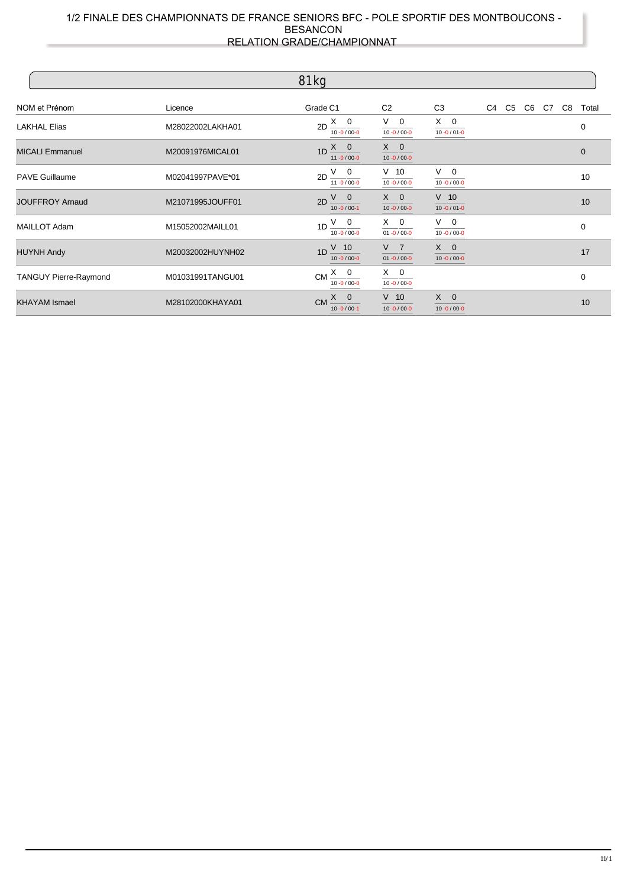1/2 FINALE DES CHAMPIONNATS DE FRANCE SENIORS BFC - POLE SPORTIF DES MONTBOUCONS - BESANCON

RELATION GRADE/CHAMPIONNAT

## 81kg

| NOM et Prénom | Licence | Grade | C1 | C2 | C3 | C4 | C5 | C6 | C7 | C8 | Total |
|---|---|---|---|---|---|---|---|---|---|---|---|
| LAKHAL Elias | M28022002LAKHA01 | 2D | X 0 10 -0 / 00-0 | V 0 10 -0 / 00-0 | X 0 10 -0 / 01-0 | | | | | | 0 |
| MICALI Emmanuel | M20091976MICAL01 | 1D | X 0 11 -0 / 00-0 | X 0 10 -0 / 00-0 | | | | | | | 0 |
| PAVE Guillaume | M02041997PAVE*01 | 2D | V 0 11 -0 / 00-0 | V 10 10 -0 / 00-0 | V 0 10 -0 / 00-0 | | | | | | 10 |
| JOUFFROY Arnaud | M21071995JOUFF01 | 2D | V 0 10 -0 / 00-1 | X 0 10 -0 / 00-0 | V 10 10 -0 / 01-0 | | | | | | 10 |
| MAILLOT Adam | M15052002MAILL01 | 1D | V 0 10 -0 / 00-0 | X 0 01 -0 / 00-0 | V 0 10 -0 / 00-0 | | | | | | 0 |
| HUYNH Andy | M20032002HUYNH02 | 1D | V 10 10 -0 / 00-0 | V 7 01 -0 / 00-0 | X 0 10 -0 / 00-0 | | | | | | 17 |
| TANGUY Pierre-Raymond | M01031991TANGU01 | CM | X 0 10 -0 / 00-0 | X 0 10 -0 / 00-0 | | | | | | | 0 |
| KHAYAM Ismael | M28102000KHAYA01 | CM | X 0 10 -0 / 00-1 | V 10 10 -0 / 00-0 | X 0 10 -0 / 00-0 | | | | | | 10 |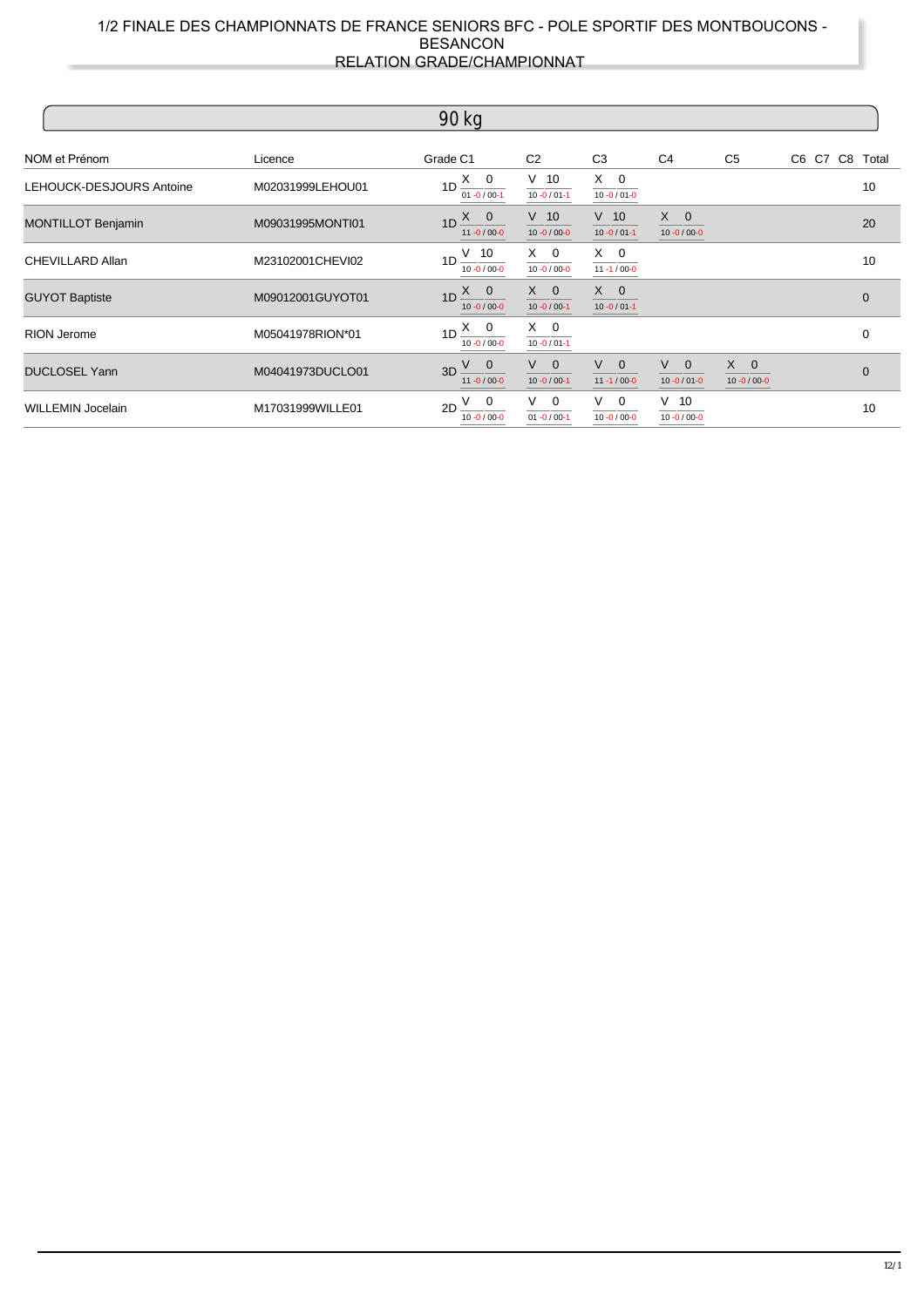# 1/2 FINALE DES CHAMPIONNATS DE FRANCE SENIORS BFC - POLE SPORTIF DES MONTBOUCONS - BESANCON

## RELATION GRADE/CHAMPIONNAT

### 90 kg

| NOM et Prénom | Licence | Grade | C1 | C2 | C3 | C4 | C5 | C6 | C7 | C8 | Total |
|---|---|---|---|---|---|---|---|---|---|---|---|
| LEHOUCK-DESJOURS Antoine | M02031999LEHOU01 | 1D | X 0 01 -0 / 00-1 | V 10 10 -0 / 01-1 | X 0 10 -0 / 01-0 | | | | | | 10 |
| MONTILLOT Benjamin | M09031995MONTI01 | 1D | X 0 11 -0 / 00-0 | V 10 10 -0 / 00-0 | V 10 10 -0 / 01-1 | X 0 10 -0 / 00-0 | | | | | 20 |
| CHEVILLARD Allan | M23102001CHEVI02 | 1D | V 10 10 -0 / 00-0 | X 0 10 -0 / 00-0 | X 0 11 -1 / 00-0 | | | | | | 10 |
| GUYOT Baptiste | M09012001GUYOT01 | 1D | X 0 10 -0 / 00-0 | X 0 10 -0 / 00-1 | X 0 10 -0 / 01-1 | | | | | | 0 |
| RION Jerome | M05041978RION*01 | 1D | X 0 10 -0 / 00-0 | X 0 10 -0 / 01-1 | | | | | | | 0 |
| DUCLOSEL Yann | M04041973DUCLO01 | 3D | V 0 11 -0 / 00-0 | V 0 10 -0 / 00-1 | V 0 11 -1 / 00-0 | V 0 10 -0 / 01-0 | X 0 10 -0 / 00-0 | | | | 0 |
| WILLEMIN Jocelain | M17031999WILLE01 | 2D | V 0 10 -0 / 00-0 | V 0 01 -0 / 00-1 | V 0 10 -0 / 00-0 | V 10 10 -0 / 00-0 | | | | | 10 |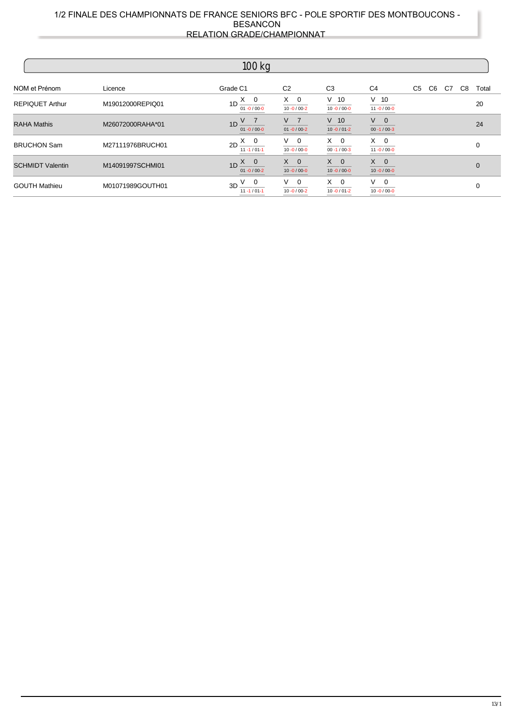# 1/2 FINALE DES CHAMPIONNATS DE FRANCE SENIORS BFC - POLE SPORTIF DES MONTBOUCONS - BESANCON

## RELATION GRADE/CHAMPIONNAT

### 100 kg

| NOM et Prénom | Licence | Grade | C1 | C2 | C3 | C4 | C5 | C6 | C7 | C8 | Total |
|---|---|---|---|---|---|---|---|---|---|---|---|
| REPIQUET Arthur | M19012000REPIQ01 | 1D | X 0 / 01 -0 / 00-0 | X 0 / 10 -0 / 00-2 | V 10 / 10 -0 / 00-0 | V 10 / 11 -0 / 00-0 | | | | | 20 |
| RAHA Mathis | M26072000RAHA*01 | 1D | V 7 / 01 -0 / 00-0 | V 7 / 01 -0 / 00-2 | V 10 / 10 -0 / 01-2 | V 0 / 00 -1 / 00-3 | | | | | 24 |
| BRUCHON Sam | M27111976BRUCH01 | 2D | X 0 / 11 -1 / 01-1 | V 0 / 10 -0 / 00-0 | X 0 / 00 -1 / 00-3 | X 0 / 11 -0 / 00-0 | | | | | 0 |
| SCHMIDT Valentin | M14091997SCHMI01 | 1D | X 0 / 01 -0 / 00-2 | X 0 / 10 -0 / 00-0 | X 0 / 10 -0 / 00-0 | X 0 / 10 -0 / 00-0 | | | | | 0 |
| GOUTH Mathieu | M01071989GOUTH01 | 3D | V 0 / 11 -1 / 01-1 | V 0 / 10 -0 / 00-2 | X 0 / 10 -0 / 01-2 | V 0 / 10 -0 / 00-0 | | | | | 0 |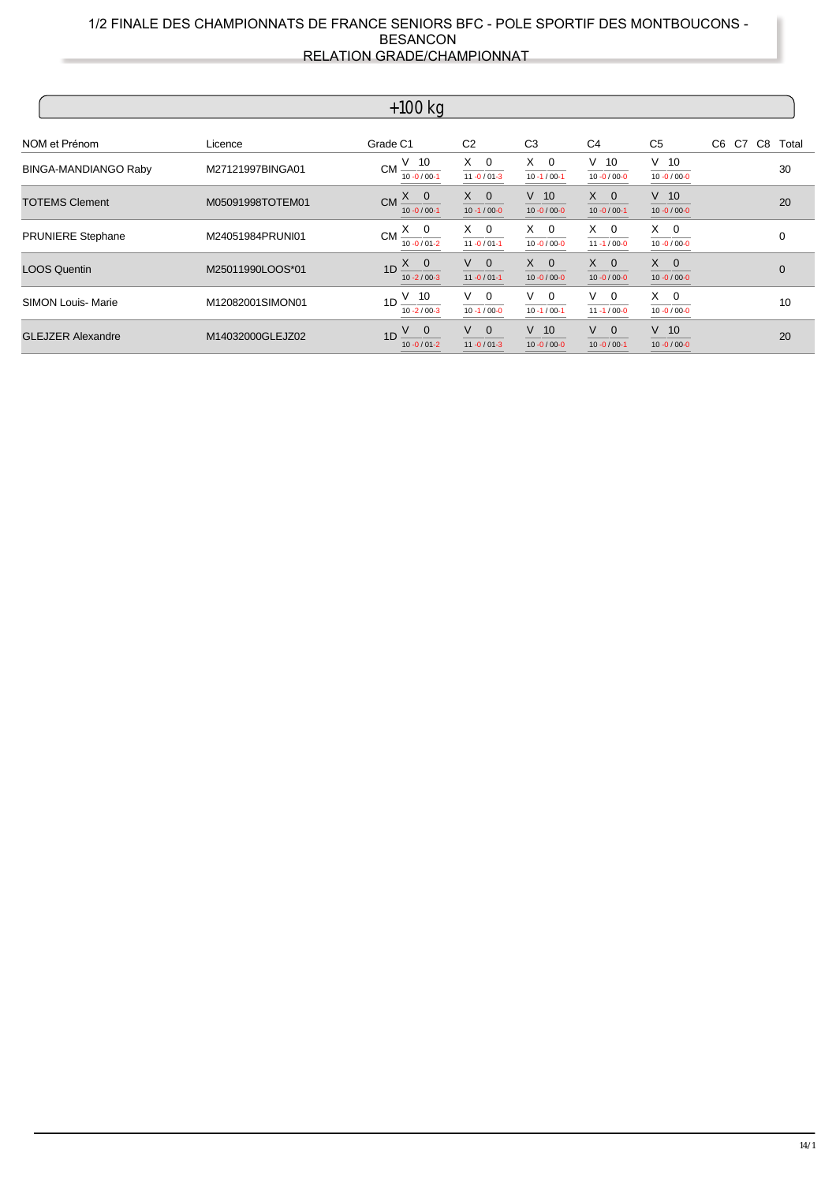# 1/2 FINALE DES CHAMPIONNATS DE FRANCE SENIORS BFC - POLE SPORTIF DES MONTBOUCONS - BESANCON
## RELATION GRADE/CHAMPIONNAT

## +100 kg

| NOM et Prénom | Licence | Grade | C1 | C2 | C3 | C4 | C5 | C6 | C7 | C8 | Total |
|---|---|---|---|---|---|---|---|---|---|---|---|
| BINGA-MANDIANGO Raby | M27121997BINGA01 | CM | V 10 10 -0 / 00-1 | X 0 11 -0 / 01-3 | X 0 10 -1 / 00-1 | V 10 10 -0 / 00-0 | V 10 10 -0 / 00-0 | | | | 30 |
| TOTEMS Clement | M05091998TOTEM01 | CM | X 0 10 -0 / 00-1 | X 0 10 -1 / 00-0 | V 10 10 -0 / 00-0 | X 0 10 -0 / 00-1 | V 10 10 -0 / 00-0 | | | | 20 |
| PRUNIERE Stephane | M24051984PRUNI01 | CM | X 0 10 -0 / 01-2 | X 0 11 -0 / 01-1 | X 0 10 -0 / 00-0 | X 0 11 -1 / 00-0 | X 0 10 -0 / 00-0 | | | | 0 |
| LOOS Quentin | M25011990LOOS*01 | 1D | X 0 10 -2 / 00-3 | V 0 11 -0 / 01-1 | X 0 10 -0 / 00-0 | X 0 10 -0 / 00-0 | X 0 10 -0 / 00-0 | | | | 0 |
| SIMON Louis- Marie | M12082001SIMON01 | 1D | V 10 10 -2 / 00-3 | V 0 10 -1 / 00-0 | V 0 10 -1 / 00-1 | V 0 11 -1 / 00-0 | X 0 10 -0 / 00-0 | | | | 10 |
| GLEJZER Alexandre | M14032000GLEJZ02 | 1D | V 0 10 -0 / 01-2 | V 0 11 -0 / 01-3 | V 10 10 -0 / 00-0 | V 0 10 -0 / 00-1 | V 10 10 -0 / 00-0 | | | | 20 |